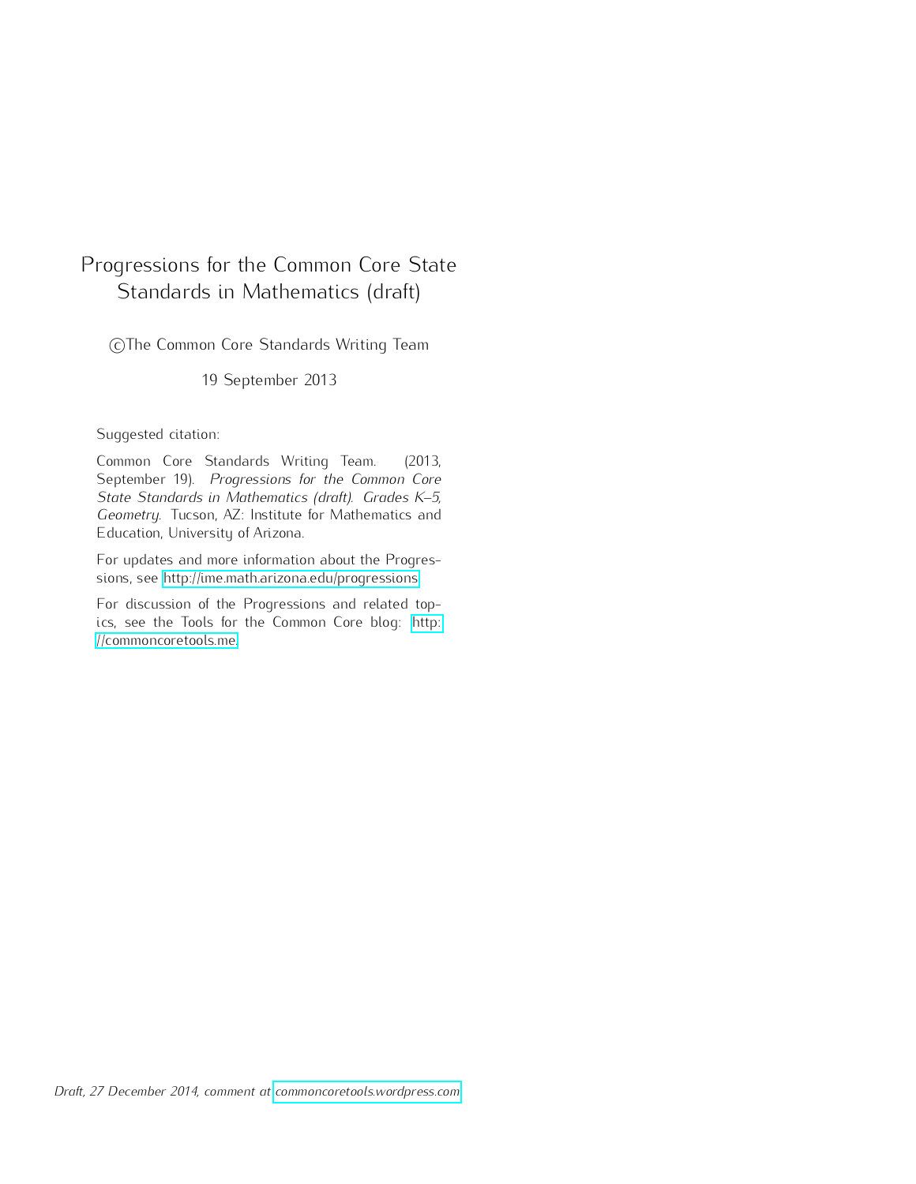# Progressions for the Common Core State Standards in Mathematics (draft)

©The Common Core Standards Writing Team

19 September 2013

Suggested citation:

Common Core Standards Writing Team. (2013, September 19). *Progressions for the Common Core State Standards in Mathematics (draft). Grades K–5, Geometry*. Tucson, AZ: Institute for Mathematics and Education, University of Arizona.

For updates and more information about the Progressions, see http://ime.math.arizona.edu/progressions.

For discussion of the Progressions and related topics, see the Tools for the Common Core blog: http://commoncoretools.me.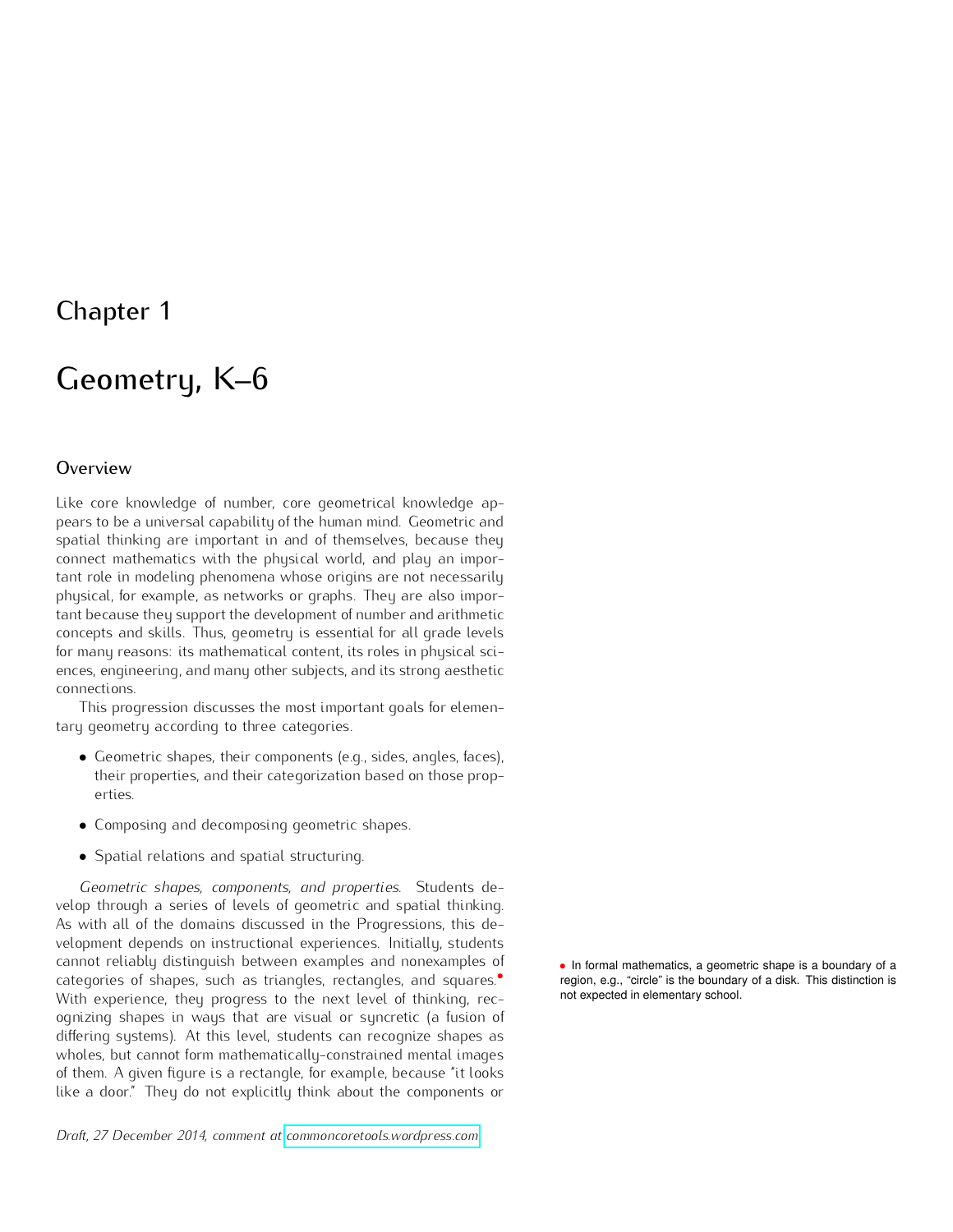# Chapter 1

# Geometry, K–6

## Overview

Like core knowledge of number, core geometrical knowledge appears to be a universal capability of the human mind. Geometric and spatial thinking are important in and of themselves, because they connect mathematics with the physical world, and play an important role in modeling phenomena whose origins are not necessarily physical, for example, as networks or graphs. They are also important because they support the development of number and arithmetic concepts and skills. Thus, geometry is essential for all grade levels for many reasons: its mathematical content, its roles in physical sciences, engineering, and many other subjects, and its strong aesthetic connections.

This progression discusses the most important goals for elementary geometry according to three categories.

- Geometric shapes, their components (e.g., sides, angles, faces), their properties, and their categorization based on those properties.
- Composing and decomposing geometric shapes.
- Spatial relations and spatial structuring.

*Geometric shapes, components, and properties.* Students develop through a series of levels of geometric and spatial thinking. As with all of the domains discussed in the Progressions, this development depends on instructional experiences. Initially, students cannot reliably distinguish between examples and nonexamples of categories of shapes, such as triangles, rectangles, and squares.• With experience, they progress to the next level of thinking, recognizing shapes in ways that are visual or syncretic (a fusion of differing systems). At this level, students can recognize shapes as wholes, but cannot form mathematically-constrained mental images of them. A given figure is a rectangle, for example, because "it looks like a door." They do not explicitly think about the components or

• In formal mathematics, a geometric shape is a boundary of a region, e.g., "circle" is the boundary of a disk. This distinction is not expected in elementary school.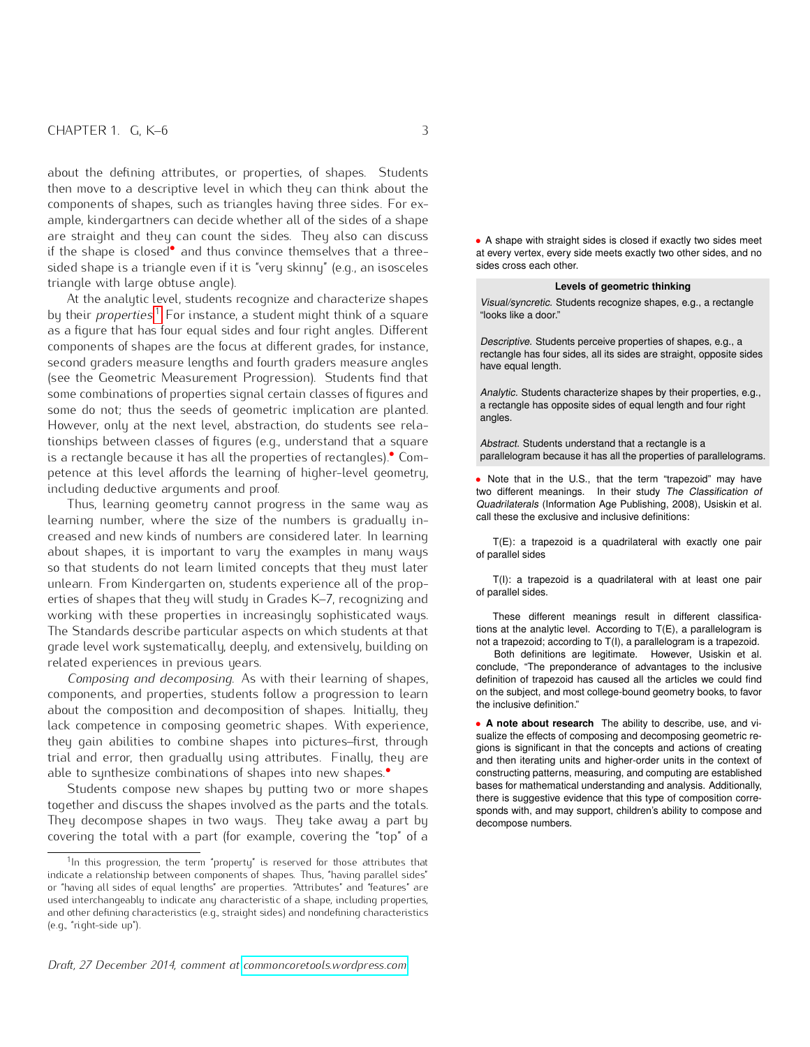about the defining attributes, or properties, of shapes. Students then move to a descriptive level in which they can think about the components of shapes, such as triangles having three sides. For example, kindergartners can decide whether all of the sides of a shape are straight and they can count the sides. They also can discuss if the shape is closed• and thus convince themselves that a three-sided shape is a triangle even if it is "very skinny" (e.g., an isosceles triangle with large obtuse angle).

At the analytic level, students recognize and characterize shapes by their *properties*.[1] For instance, a student might think of a square as a figure that has four equal sides and four right angles. Different components of shapes are the focus at different grades, for instance, second graders measure lengths and fourth graders measure angles (see the Geometric Measurement Progression). Students find that some combinations of properties signal certain classes of figures and some do not; thus the seeds of geometric implication are planted. However, only at the next level, abstraction, do students see relationships between classes of figures (e.g., understand that a square is a rectangle because it has all the properties of rectangles).• Competence at this level affords the learning of higher-level geometry, including deductive arguments and proof.

Thus, learning geometry cannot progress in the same way as learning number, where the size of the numbers is gradually increased and new kinds of numbers are considered later. In learning about shapes, it is important to vary the examples in many ways so that students do not learn limited concepts that they must later unlearn. From Kindergarten on, students experience all of the properties of shapes that they will study in Grades K–7, recognizing and working with these properties in increasingly sophisticated ways. The Standards describe particular aspects on which students at that grade level work systematically, deeply, and extensively, building on related experiences in previous years.

*Composing and decomposing.* As with their learning of shapes, components, and properties, students follow a progression to learn about the composition and decomposition of shapes. Initially, they lack competence in composing geometric shapes. With experience, they gain abilities to combine shapes into pictures—first, through trial and error, then gradually using attributes. Finally, they are able to synthesize combinations of shapes into new shapes.•

Students compose new shapes by putting two or more shapes together and discuss the shapes involved as the parts and the totals. They decompose shapes in two ways. They take away a part by covering the total with a part (for example, covering the "top" of a

[1] In this progression, the term "property" is reserved for those attributes that indicate a relationship between components of shapes. Thus, "having parallel sides" or "having all sides of equal lengths" are properties. "Attributes" and "features" are used interchangeably to indicate any characteristic of a shape, including properties, and other defining characteristics (e.g., straight sides) and nondefining characteristics (e.g., "right-side up").

• A shape with straight sides is closed if exactly two sides meet at every vertex, every side meets exactly two other sides, and no sides cross each other.

**Levels of geometric thinking**

*Visual/syncretic.* Students recognize shapes, e.g., a rectangle "looks like a door."

*Descriptive.* Students perceive properties of shapes, e.g., a rectangle has four sides, all its sides are straight, opposite sides have equal length.

*Analytic.* Students characterize shapes by their properties, e.g., a rectangle has opposite sides of equal length and four right angles.

*Abstract.* Students understand that a rectangle is a parallelogram because it has all the properties of parallelograms.

• Note that in the U.S., that the term "trapezoid" may have two different meanings. In their study *The Classification of Quadrilaterals* (Information Age Publishing, 2008), Usiskin et al. call these the exclusive and inclusive definitions:

T(E): a trapezoid is a quadrilateral with exactly one pair of parallel sides

T(I): a trapezoid is a quadrilateral with at least one pair of parallel sides.

These different meanings result in different classifications at the analytic level. According to T(E), a parallelogram is not a trapezoid; according to T(I), a parallelogram is a trapezoid.

Both definitions are legitimate. However, Usiskin et al. conclude, "The preponderance of advantages to the inclusive definition of trapezoid has caused all the articles we could find on the subject, and most college-bound geometry books, to favor the inclusive definition."

• **A note about research** The ability to describe, use, and visualize the effects of composing and decomposing geometric regions is significant in that the concepts and actions of creating and then iterating units and higher-order units in the context of constructing patterns, measuring, and computing are established bases for mathematical understanding and analysis. Additionally, there is suggestive evidence that this type of composition corresponds with, and may support, children's ability to compose and decompose numbers.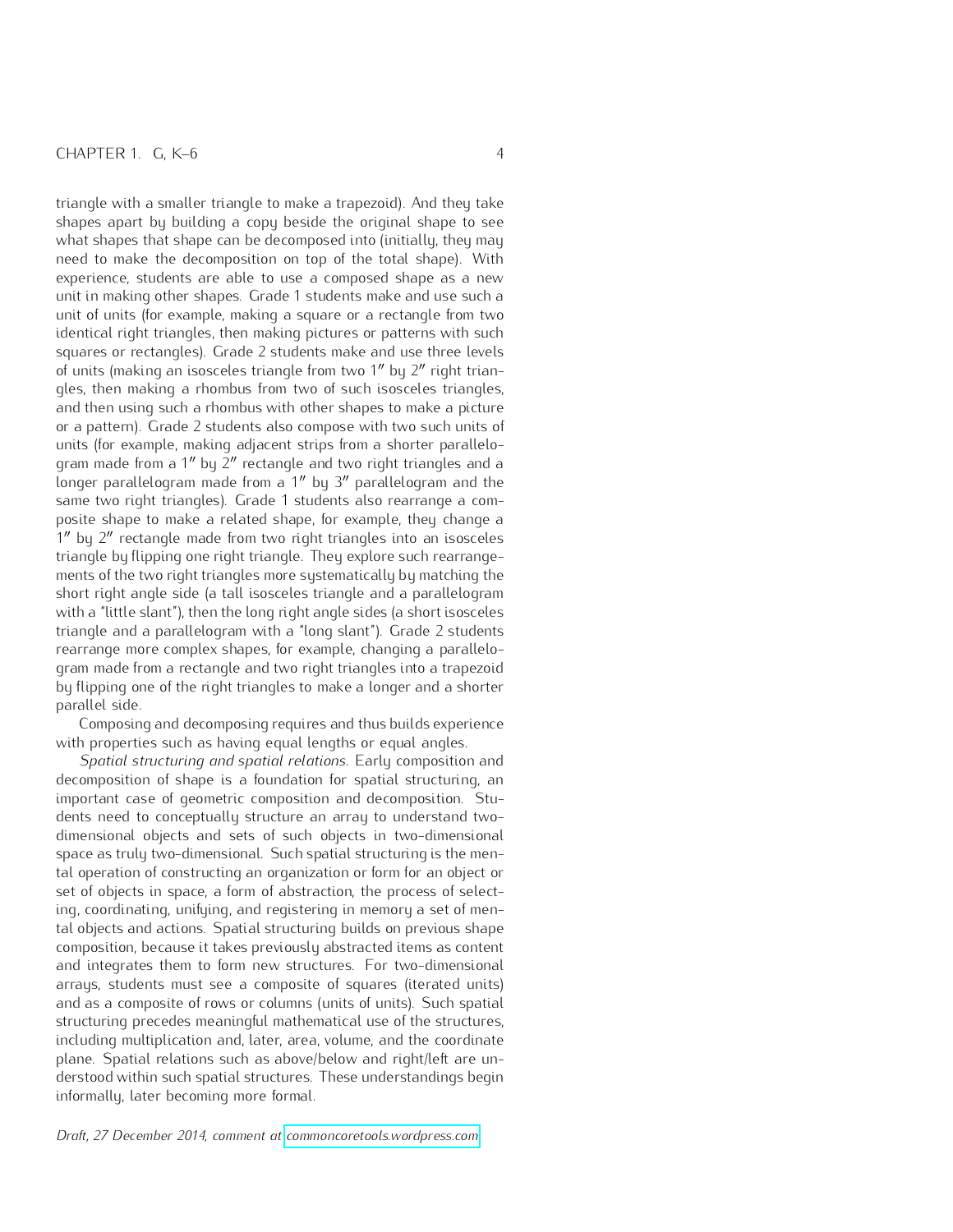triangle with a smaller triangle to make a trapezoid). And they take shapes apart by building a copy beside the original shape to see what shapes that shape can be decomposed into (initially, they may need to make the decomposition on top of the total shape). With experience, students are able to use a composed shape as a new unit in making other shapes. Grade 1 students make and use such a unit of units (for example, making a square or a rectangle from two identical right triangles, then making pictures or patterns with such squares or rectangles). Grade 2 students make and use three levels of units (making an isosceles triangle from two 1″ by 2″ right triangles, then making a rhombus from two of such isosceles triangles, and then using such a rhombus with other shapes to make a picture or a pattern). Grade 2 students also compose with two such units of units (for example, making adjacent strips from a shorter parallelogram made from a 1″ by 2″ rectangle and two right triangles and a longer parallelogram made from a 1″ by 3″ parallelogram and the same two right triangles). Grade 1 students also rearrange a composite shape to make a related shape, for example, they change a 1″ by 2″ rectangle made from two right triangles into an isosceles triangle by flipping one right triangle. They explore such rearrangements of the two right triangles more systematically by matching the short right angle side (a tall isosceles triangle and a parallelogram with a "little slant"), then the long right angle sides (a short isosceles triangle and a parallelogram with a "long slant"). Grade 2 students rearrange more complex shapes, for example, changing a parallelogram made from a rectangle and two right triangles into a trapezoid by flipping one of the right triangles to make a longer and a shorter parallel side.

Composing and decomposing requires and thus builds experience with properties such as having equal lengths or equal angles.

*Spatial structuring and spatial relations.* Early composition and decomposition of shape is a foundation for spatial structuring, an important case of geometric composition and decomposition. Students need to conceptually structure an array to understand two-dimensional objects and sets of such objects in two-dimensional space as truly two-dimensional. Such spatial structuring is the mental operation of constructing an organization or form for an object or set of objects in space, a form of abstraction, the process of selecting, coordinating, unifying, and registering in memory a set of mental objects and actions. Spatial structuring builds on previous shape composition, because it takes previously abstracted items as content and integrates them to form new structures. For two-dimensional arrays, students must see a composite of squares (iterated units) and as a composite of rows or columns (units of units). Such spatial structuring precedes meaningful mathematical use of the structures, including multiplication and, later, area, volume, and the coordinate plane. Spatial relations such as above/below and right/left are understood within such spatial structures. These understandings begin informally, later becoming more formal.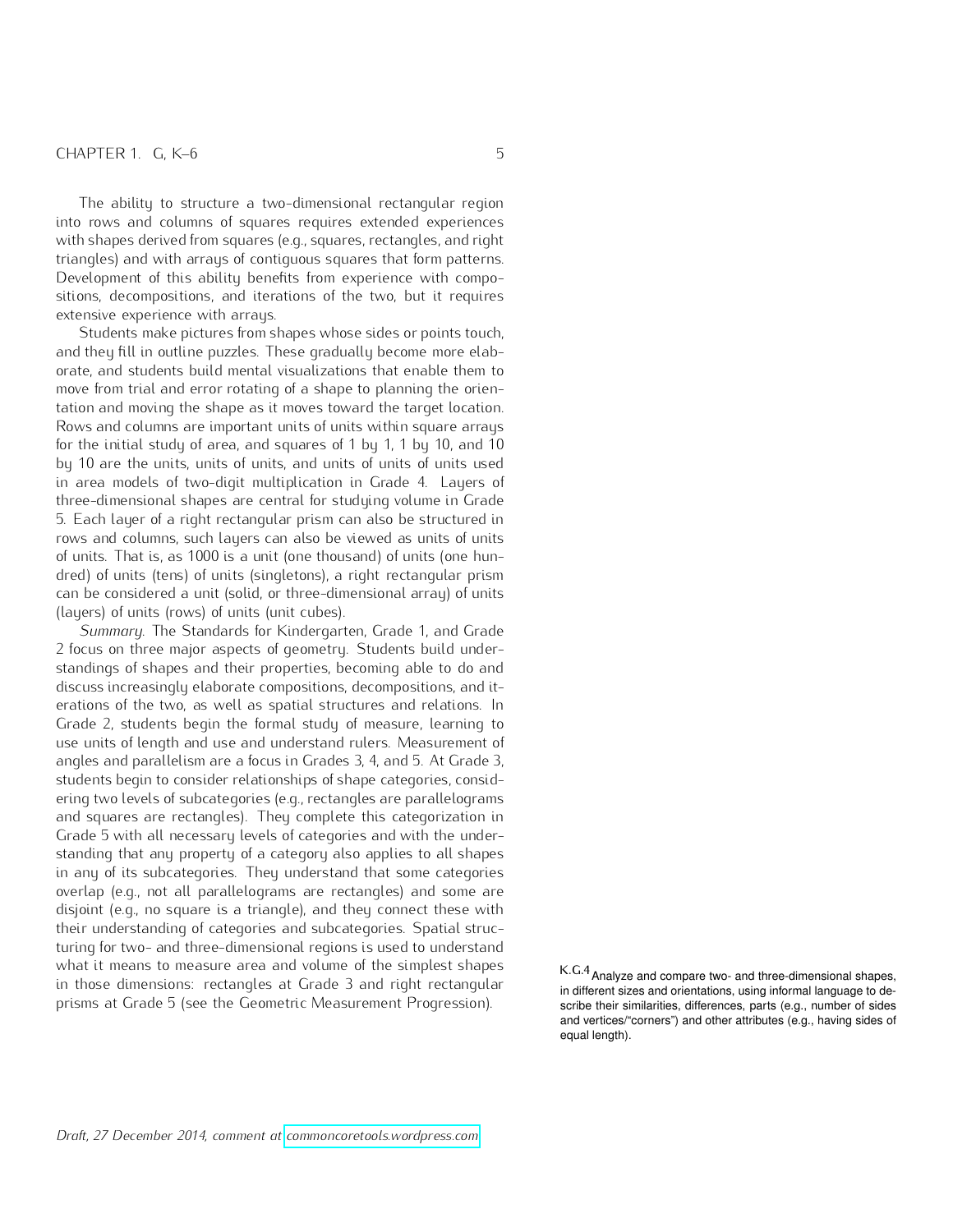The ability to structure a two-dimensional rectangular region into rows and columns of squares requires extended experiences with shapes derived from squares (e.g., squares, rectangles, and right triangles) and with arrays of contiguous squares that form patterns. Development of this ability benefits from experience with compositions, decompositions, and iterations of the two, but it requires extensive experience with arrays.

Students make pictures from shapes whose sides or points touch, and they fill in outline puzzles. These gradually become more elaborate, and students build mental visualizations that enable them to move from trial and error rotating of a shape to planning the orientation and moving the shape as it moves toward the target location. Rows and columns are important units of units within square arrays for the initial study of area, and squares of 1 by 1, 1 by 10, and 10 by 10 are the units, units of units, and units of units of units used in area models of two-digit multiplication in Grade 4. Layers of three-dimensional shapes are central for studying volume in Grade 5. Each layer of a right rectangular prism can also be structured in rows and columns, such layers can also be viewed as units of units of units. That is, as 1000 is a unit (one thousand) of units (one hundred) of units (tens) of units (singletons), a right rectangular prism can be considered a unit (solid, or three-dimensional array) of units (layers) of units (rows) of units (unit cubes).

*Summary.* The Standards for Kindergarten, Grade 1, and Grade 2 focus on three major aspects of geometry. Students build understandings of shapes and their properties, becoming able to do and discuss increasingly elaborate compositions, decompositions, and iterations of the two, as well as spatial structures and relations. In Grade 2, students begin the formal study of measure, learning to use units of length and use and understand rulers. Measurement of angles and parallelism are a focus in Grades 3, 4, and 5. At Grade 3, students begin to consider relationships of shape categories, considering two levels of subcategories (e.g., rectangles are parallelograms and squares are rectangles). They complete this categorization in Grade 5 with all necessary levels of categories and with the understanding that any property of a category also applies to all shapes in any of its subcategories. They understand that some categories overlap (e.g., not all parallelograms are rectangles) and some are disjoint (e.g., no square is a triangle), and they connect these with their understanding of categories and subcategories. Spatial structuring for two- and three-dimensional regions is used to understand what it means to measure area and volume of the simplest shapes in those dimensions: rectangles at Grade 3 and right rectangular prisms at Grade 5 (see the Geometric Measurement Progression).

K.G.4 Analyze and compare two- and three-dimensional shapes, in different sizes and orientations, using informal language to describe their similarities, differences, parts (e.g., number of sides and vertices/"corners") and other attributes (e.g., having sides of equal length).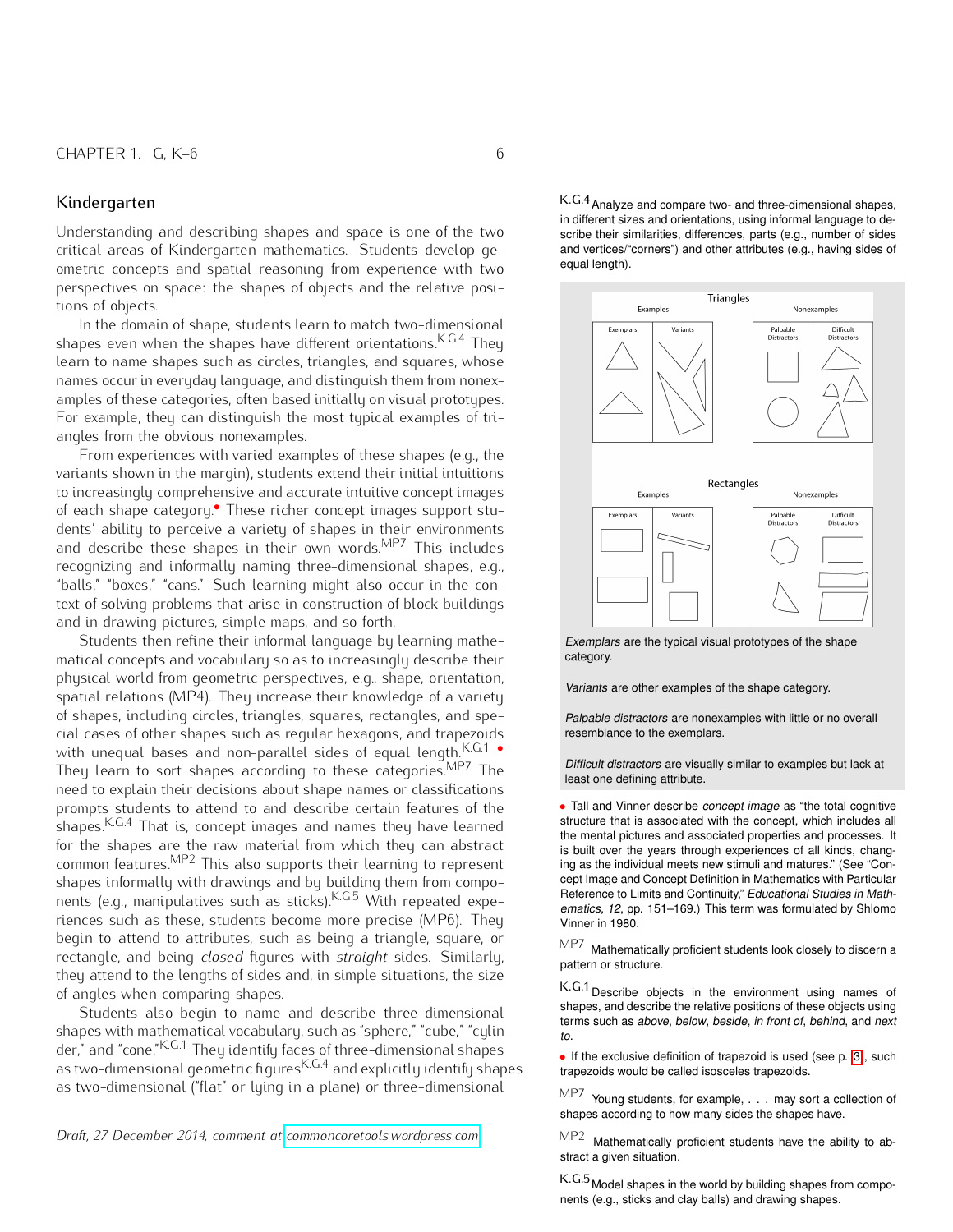## Kindergarten

Understanding and describing shapes and space is one of the two critical areas of Kindergarten mathematics. Students develop geometric concepts and spatial reasoning from experience with two perspectives on space: the shapes of objects and the relative positions of objects.

In the domain of shape, students learn to match two-dimensional shapes even when the shapes have different orientations.[K.G.4] They learn to name shapes such as circles, triangles, and squares, whose names occur in everyday language, and distinguish them from nonexamples of these categories, often based initially on visual prototypes. For example, they can distinguish the most typical examples of triangles from the obvious nonexamples.

From experiences with varied examples of these shapes (e.g., the variants shown in the margin), students extend their initial intuitions to increasingly comprehensive and accurate intuitive concept images of each shape category.• These richer concept images support students' ability to perceive a variety of shapes in their environments and describe these shapes in their own words.[MP7] This includes recognizing and informally naming three-dimensional shapes, e.g., "balls," "boxes," "cans." Such learning might also occur in the context of solving problems that arise in construction of block buildings and in drawing pictures, simple maps, and so forth.

Students then refine their informal language by learning mathematical concepts and vocabulary so as to increasingly describe their physical world from geometric perspectives, e.g., shape, orientation, spatial relations (MP4). They increase their knowledge of a variety of shapes, including circles, triangles, squares, rectangles, and special cases of other shapes such as regular hexagons, and trapezoids with unequal bases and non-parallel sides of equal length.[K.G.1] • They learn to sort shapes according to these categories.[MP7] The need to explain their decisions about shape names or classifications prompts students to attend to and describe certain features of the shapes.[K.G.4] That is, concept images and names they have learned for the shapes are the raw material from which they can abstract common features.[MP2] This also supports their learning to represent shapes informally with drawings and by building them from components (e.g., manipulatives such as sticks).[K.G.5] With repeated experiences such as these, students become more precise (MP6). They begin to attend to attributes, such as being a triangle, square, or rectangle, and being *closed* figures with *straight* sides. Similarly, they attend to the lengths of sides and, in simple situations, the size of angles when comparing shapes.

Students also begin to name and describe three-dimensional shapes with mathematical vocabulary, such as "sphere," "cube," "cylinder," and "cone."[K.G.1] They identify faces of three-dimensional shapes as two-dimensional geometric figures[K.G.4] and explicitly identify shapes as two-dimensional ("flat" or lying in a plane) or three-dimensional

---

K.G.4 Analyze and compare two- and three-dimensional shapes, in different sizes and orientations, using informal language to describe their similarities, differences, parts (e.g., number of sides and vertices/"corners") and other attributes (e.g., having sides of equal length).

Triangles — Examples: Exemplars, Variants; Nonexamples: Palpable Distractors, Difficult Distractors

Rectangles — Examples: Exemplars, Variants; Nonexamples: Palpable Distractors, Difficult Distractors

*Exemplars* are the typical visual prototypes of the shape category.

*Variants* are other examples of the shape category.

*Palpable distractors* are nonexamples with little or no overall resemblance to the exemplars.

*Difficult distractors* are visually similar to examples but lack at least one defining attribute.

• Tall and Vinner describe *concept image* as "the total cognitive structure that is associated with the concept, which includes all the mental pictures and associated properties and processes. It is built over the years through experiences of all kinds, changing as the individual meets new stimuli and matures." (See "Concept Image and Concept Definition in Mathematics with Particular Reference to Limits and Continuity," *Educational Studies in Mathematics, 12*, pp. 151–169.) This term was formulated by Shlomo Vinner in 1980.

MP7 Mathematically proficient students look closely to discern a pattern or structure.

K.G.1 Describe objects in the environment using names of shapes, and describe the relative positions of these objects using terms such as *above*, *below*, *beside*, *in front of*, *behind*, and *next to*.

• If the exclusive definition of trapezoid is used (see p. 3), such trapezoids would be called isosceles trapezoids.

MP7 Young students, for example, . . . may sort a collection of shapes according to how many sides the shapes have.

MP2 Mathematically proficient students have the ability to abstract a given situation.

K.G.5 Model shapes in the world by building shapes from components (e.g., sticks and clay balls) and drawing shapes.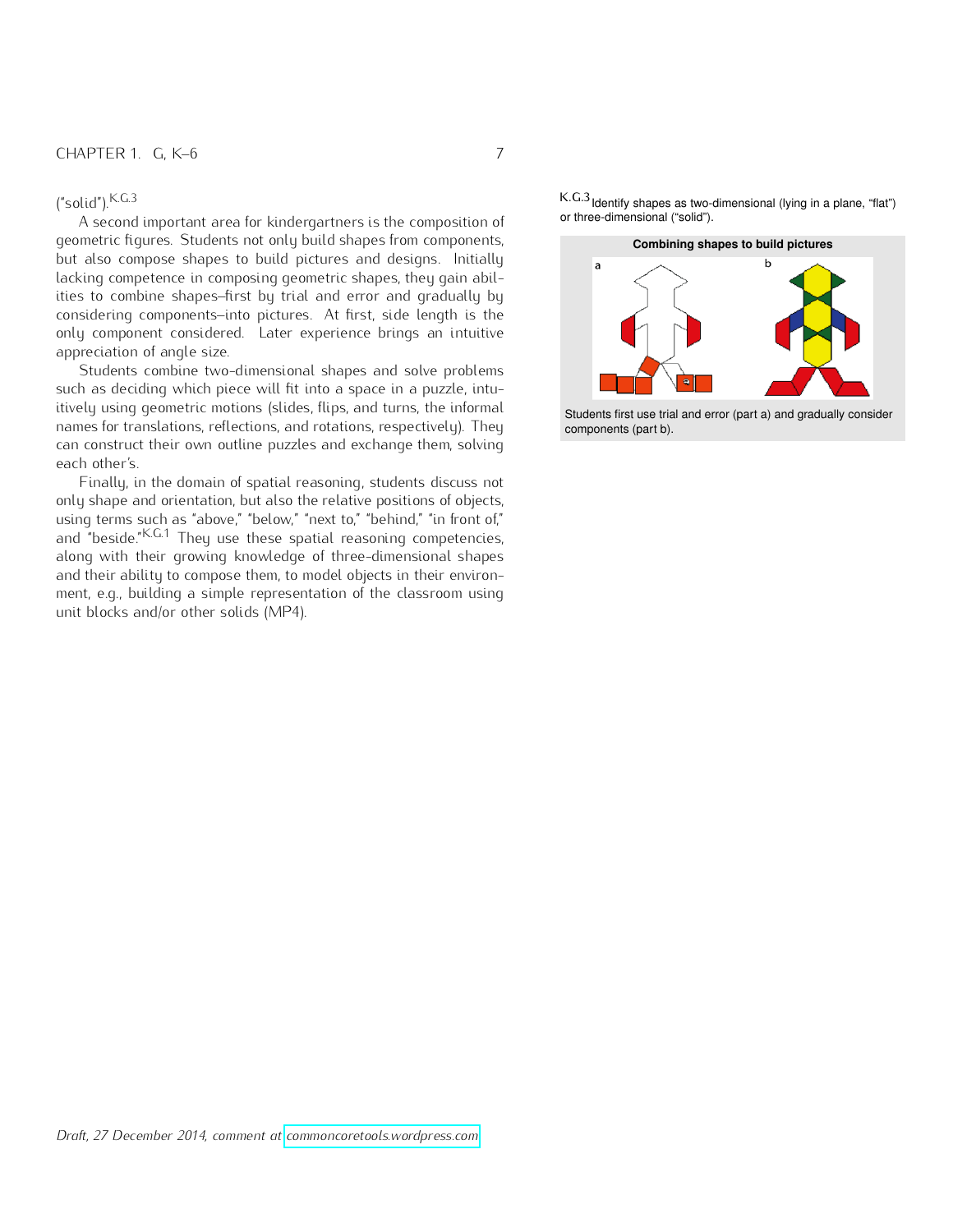("solid").[K.G.3]

A second important area for kindergartners is the composition of geometric figures. Students not only build shapes from components, but also compose shapes to build pictures and designs. Initially lacking competence in composing geometric shapes, they gain abilities to combine shapes—first by trial and error and gradually by considering components—into pictures. At first, side length is the only component considered. Later experience brings an intuitive appreciation of angle size.

Students combine two-dimensional shapes and solve problems such as deciding which piece will fit into a space in a puzzle, intuitively using geometric motions (slides, flips, and turns, the informal names for translations, reflections, and rotations, respectively). They can construct their own outline puzzles and exchange them, solving each other's.

Finally, in the domain of spatial reasoning, students discuss not only shape and orientation, but also the relative positions of objects, using terms such as "above," "below," "next to," "behind," "in front of," and "beside."[K.G.1] They use these spatial reasoning competencies, along with their growing knowledge of three-dimensional shapes and their ability to compose them, to model objects in their environment, e.g., building a simple representation of the classroom using unit blocks and/or other solids (MP4).

[K.G.3] Identify shapes as two-dimensional (lying in a plane, "flat") or three-dimensional ("solid").

**Combining shapes to build pictures**

Students first use trial and error (part a) and gradually consider components (part b).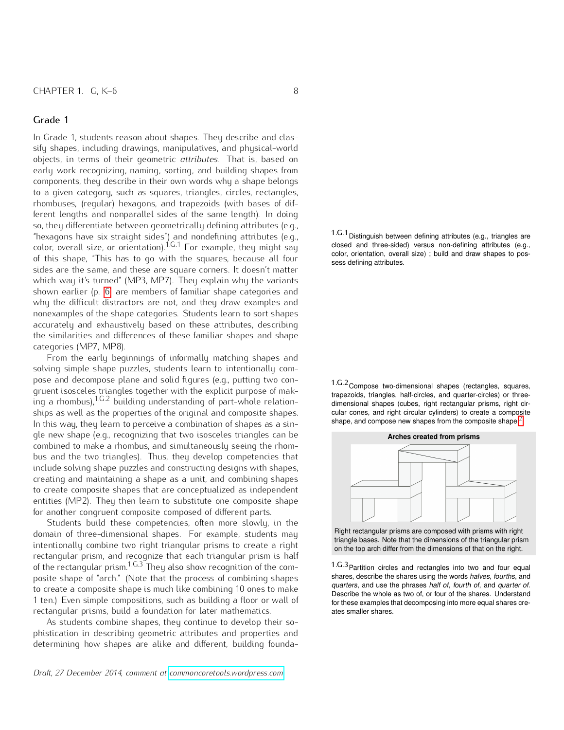## Grade 1

In Grade 1, students reason about shapes. They describe and classify shapes, including drawings, manipulatives, and physical-world objects, in terms of their geometric *attributes*. That is, based on early work recognizing, naming, sorting, and building shapes from components, they describe in their own words why a shape belongs to a given category, such as squares, triangles, circles, rectangles, rhombuses, (regular) hexagons, and trapezoids (with bases of different lengths and nonparallel sides of the same length). In doing so, they differentiate between geometrically defining attributes (e.g., "hexagons have six straight sides") and nondefining attributes (e.g., color, overall size, or orientation).[1.G.1] For example, they might say of this shape, "This has to go with the squares, because all four sides are the same, and these are square corners. It doesn't matter which way it's turned" (MP3, MP7). They explain why the variants shown earlier (p. 6) are members of familiar shape categories and why the difficult distractors are not, and they draw examples and nonexamples of the shape categories. Students learn to sort shapes accurately and exhaustively based on these attributes, describing the similarities and differences of these familiar shapes and shape categories (MP7, MP8).

From the early beginnings of informally matching shapes and solving simple shape puzzles, students learn to intentionally compose and decompose plane and solid figures (e.g., putting two congruent isosceles triangles together with the explicit purpose of making a rhombus),[1.G.2] building understanding of part-whole relationships as well as the properties of the original and composite shapes. In this way, they learn to perceive a combination of shapes as a single new shape (e.g., recognizing that two isosceles triangles can be combined to make a rhombus, and simultaneously seeing the rhombus and the two triangles). Thus, they develop competencies that include solving shape puzzles and constructing designs with shapes, creating and maintaining a shape as a unit, and combining shapes to create composite shapes that are conceptualized as independent entities (MP2). They then learn to substitute one composite shape for another congruent composite composed of different parts.

Students build these competencies, often more slowly, in the domain of three-dimensional shapes. For example, students may intentionally combine two right triangular prisms to create a right rectangular prism, and recognize that each triangular prism is half of the rectangular prism.[1.G.3] They also show recognition of the composite shape of "arch." (Note that the process of combining shapes to create a composite shape is much like combining 10 ones to make 1 ten.) Even simple compositions, such as building a floor or wall of rectangular prisms, build a foundation for later mathematics.

As students combine shapes, they continue to develop their sophistication in describing geometric attributes and properties and determining how shapes are alike and different, building founda-

[1.G.1] Distinguish between defining attributes (e.g., triangles are closed and three-sided) versus non-defining attributes (e.g., color, orientation, overall size) ; build and draw shapes to possess defining attributes.

[1.G.2] Compose two-dimensional shapes (rectangles, squares, trapezoids, triangles, half-circles, and quarter-circles) or three-dimensional shapes (cubes, right rectangular prisms, right circular cones, and right circular cylinders) to create a composite shape, and compose new shapes from the composite shape.[2]

**Arches created from prisms**

Right rectangular prisms are composed with prisms with right triangle bases. Note that the dimensions of the triangular prism on the top arch differ from the dimensions of that on the right.

[1.G.3] Partition circles and rectangles into two and four equal shares, describe the shares using the words *halves*, *fourths*, and *quarters*, and use the phrases *half of*, *fourth of*, and *quarter of*. Describe the whole as two of, or four of the shares. Understand for these examples that decomposing into more equal shares creates smaller shares.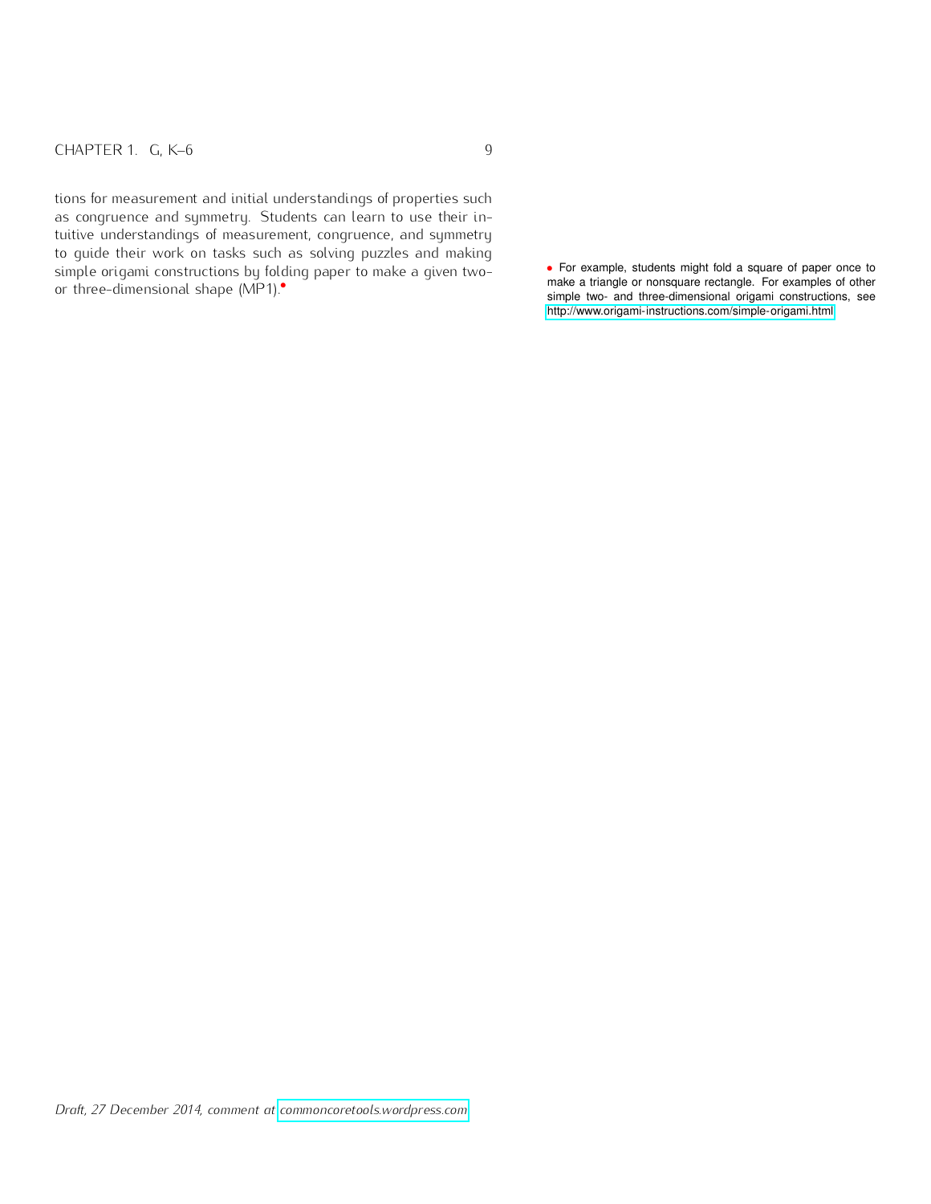tions for measurement and initial understandings of properties such as congruence and symmetry. Students can learn to use their intuitive understandings of measurement, congruence, and symmetry to guide their work on tasks such as solving puzzles and making simple origami constructions by folding paper to make a given two- or three-dimensional shape (MP1).•

• For example, students might fold a square of paper once to make a triangle or nonsquare rectangle. For examples of other simple two- and three-dimensional origami constructions, see http://www.origami-instructions.com/simple-origami.html

*Draft, 27 December 2014, comment at commoncoretools.wordpress.com*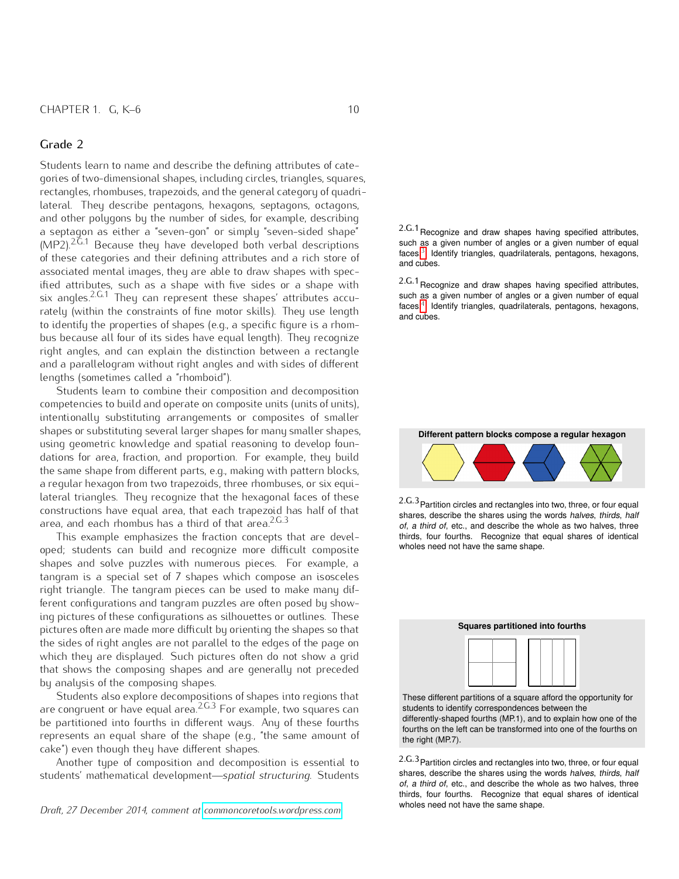## Grade 2

Students learn to name and describe the defining attributes of categories of two-dimensional shapes, including circles, triangles, squares, rectangles, rhombuses, trapezoids, and the general category of quadrilateral. They describe pentagons, hexagons, septagons, octagons, and other polygons by the number of sides, for example, describing a septagon as either a "seven-gon" or simply "seven-sided shape" (MP2).[2.G.1] Because they have developed both verbal descriptions of these categories and their defining attributes and a rich store of associated mental images, they are able to draw shapes with specified attributes, such as a shape with five sides or a shape with six angles.[2.G.1] They can represent these shapes' attributes accurately (within the constraints of fine motor skills). They use length to identify the properties of shapes (e.g., a specific figure is a rhombus because all four of its sides have equal length). They recognize right angles, and can explain the distinction between a rectangle and a parallelogram without right angles and with sides of different lengths (sometimes called a "rhomboid").

Students learn to combine their composition and decomposition competencies to build and operate on composite units (units of units), intentionally substituting arrangements or composites of smaller shapes or substituting several larger shapes for many smaller shapes, using geometric knowledge and spatial reasoning to develop foundations for area, fraction, and proportion. For example, they build the same shape from different parts, e.g., making with pattern blocks, a regular hexagon from two trapezoids, three rhombuses, or six equilateral triangles. They recognize that the hexagonal faces of these constructions have equal area, that each trapezoid has half of that area, and each rhombus has a third of that area.[2.G.3]

This example emphasizes the fraction concepts that are developed; students can build and recognize more difficult composite shapes and solve puzzles with numerous pieces. For example, a tangram is a special set of 7 shapes which compose an isosceles right triangle. The tangram pieces can be used to make many different configurations and tangram puzzles are often posed by showing pictures of these configurations as silhouettes or outlines. These pictures often are made more difficult by orienting the shapes so that the sides of right angles are not parallel to the edges of the page on which they are displayed. Such pictures often do not show a grid that shows the composing shapes and are generally not preceded by analysis of the composing shapes.

Students also explore decompositions of shapes into regions that are congruent or have equal area.[2.G.3] For example, two squares can be partitioned into fourths in different ways. Any of these fourths represents an equal share of the shape (e.g., "the same amount of cake") even though they have different shapes.

Another type of composition and decomposition is essential to students' mathematical development—*spatial structuring*. Students

---

[2.G.1] Recognize and draw shapes having specified attributes, such as a given number of angles or a given number of equal faces.[3] Identify triangles, quadrilaterals, pentagons, hexagons, and cubes.

[2.G.1] Recognize and draw shapes having specified attributes, such as a given number of angles or a given number of equal faces.[4] Identify triangles, quadrilaterals, pentagons, hexagons, and cubes.

**Different pattern blocks compose a regular hexagon**

[2.G.3] Partition circles and rectangles into two, three, or four equal shares, describe the shares using the words *halves*, *thirds*, *half of*, *a third of*, etc., and describe the whole as two halves, three thirds, four fourths. Recognize that equal shares of identical wholes need not have the same shape.

**Squares partitioned into fourths**

These different partitions of a square afford the opportunity for students to identify correspondences between the differently-shaped fourths (MP.1), and to explain how one of the fourths on the left can be transformed into one of the fourths on the right (MP.7).

[2.G.3] Partition circles and rectangles into two, three, or four equal shares, describe the shares using the words *halves*, *thirds*, *half of*, *a third of*, etc., and describe the whole as two halves, three thirds, four fourths. Recognize that equal shares of identical wholes need not have the same shape.

*Draft, 27 December 2014, comment at commoncoretools.wordpress.com*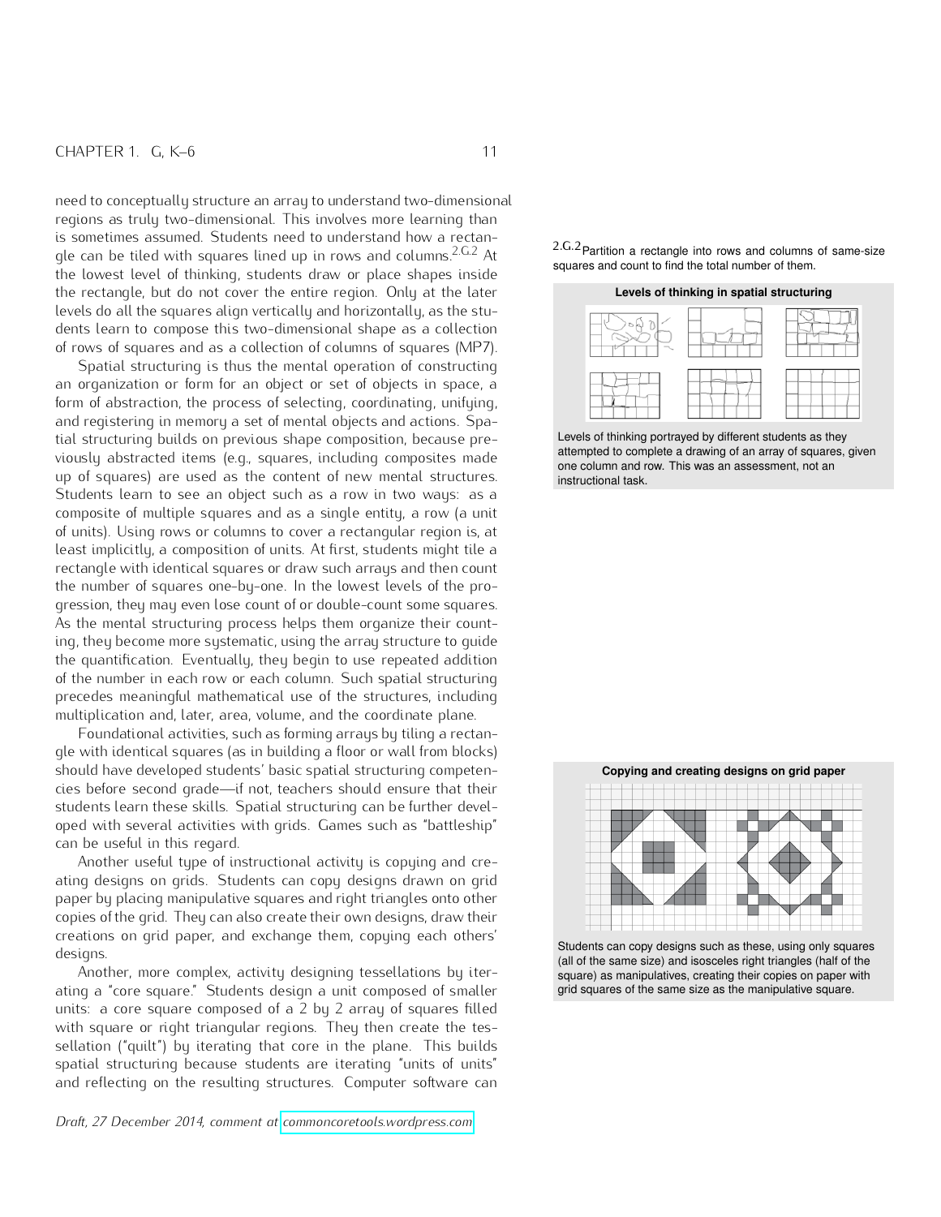need to conceptually structure an array to understand two-dimensional regions as truly two-dimensional. This involves more learning than is sometimes assumed. Students need to understand how a rectangle can be tiled with squares lined up in rows and columns.[2.G.2] At the lowest level of thinking, students draw or place shapes inside the rectangle, but do not cover the entire region. Only at the later levels do all the squares align vertically and horizontally, as the students learn to compose this two-dimensional shape as a collection of rows of squares and as a collection of columns of squares (MP7).

Spatial structuring is thus the mental operation of constructing an organization or form for an object or set of objects in space, a form of abstraction, the process of selecting, coordinating, unifying, and registering in memory a set of mental objects and actions. Spatial structuring builds on previous shape composition, because previously abstracted items (e.g., squares, including composites made up of squares) are used as the content of new mental structures. Students learn to see an object such as a row in two ways: as a composite of multiple squares and as a single entity, a row (a unit of units). Using rows or columns to cover a rectangular region is, at least implicitly, a composition of units. At first, students might tile a rectangle with identical squares or draw such arrays and then count the number of squares one-by-one. In the lowest levels of the progression, they may even lose count of or double-count some squares. As the mental structuring process helps them organize their counting, they become more systematic, using the array structure to guide the quantification. Eventually, they begin to use repeated addition of the number in each row or each column. Such spatial structuring precedes meaningful mathematical use of the structures, including multiplication and, later, area, volume, and the coordinate plane.

Foundational activities, such as forming arrays by tiling a rectangle with identical squares (as in building a floor or wall from blocks) should have developed students' basic spatial structuring competencies before second grade—if not, teachers should ensure that their students learn these skills. Spatial structuring can be further developed with several activities with grids. Games such as "battleship" can be useful in this regard.

Another useful type of instructional activity is copying and creating designs on grids. Students can copy designs drawn on grid paper by placing manipulative squares and right triangles onto other copies of the grid. They can also create their own designs, draw their creations on grid paper, and exchange them, copying each others' designs.

Another, more complex, activity designing tessellations by iterating a "core square." Students design a unit composed of smaller units: a core square composed of a 2 by 2 array of squares filled with square or right triangular regions. They then create the tessellation ("quilt") by iterating that core in the plane. This builds spatial structuring because students are iterating "units of units" and reflecting on the resulting structures. Computer software can

[2.G.2] Partition a rectangle into rows and columns of same-size squares and count to find the total number of them.

**Levels of thinking in spatial structuring**

Levels of thinking portrayed by different students as they attempted to complete a drawing of an array of squares, given one column and row. This was an assessment, not an instructional task.

**Copying and creating designs on grid paper**

Students can copy designs such as these, using only squares (all of the same size) and isosceles right triangles (half of the square) as manipulatives, creating their copies on paper with grid squares of the same size as the manipulative square.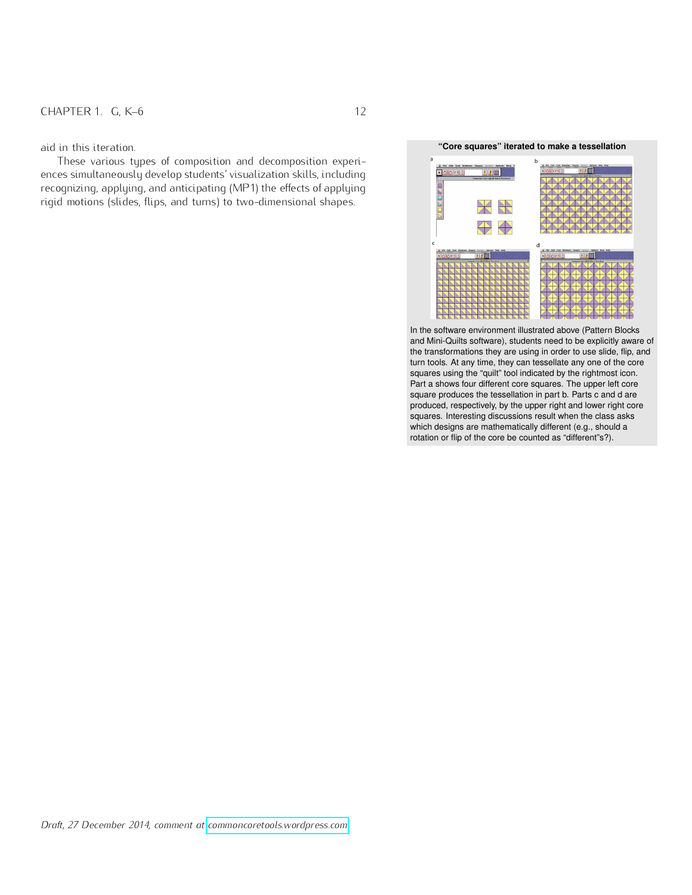aid in this iteration.

These various types of composition and decomposition experiences simultaneously develop students' visualization skills, including recognizing, applying, and anticipating (MP1) the effects of applying rigid motions (slides, flips, and turns) to two-dimensional shapes.

**"Core squares" iterated to make a tessellation**

In the software environment illustrated above (Pattern Blocks and Mini-Quilts software), students need to be explicitly aware of the transformations they are using in order to use slide, flip, and turn tools. At any time, they can tessellate any one of the core squares using the "quilt" tool indicated by the rightmost icon. Part a shows four different core squares. The upper left core square produces the tessellation in part b. Parts c and d are produced, respectively, by the upper right and lower right core squares. Interesting discussions result when the class asks which designs are mathematically different (e.g., should a rotation or flip of the core be counted as "different"s?).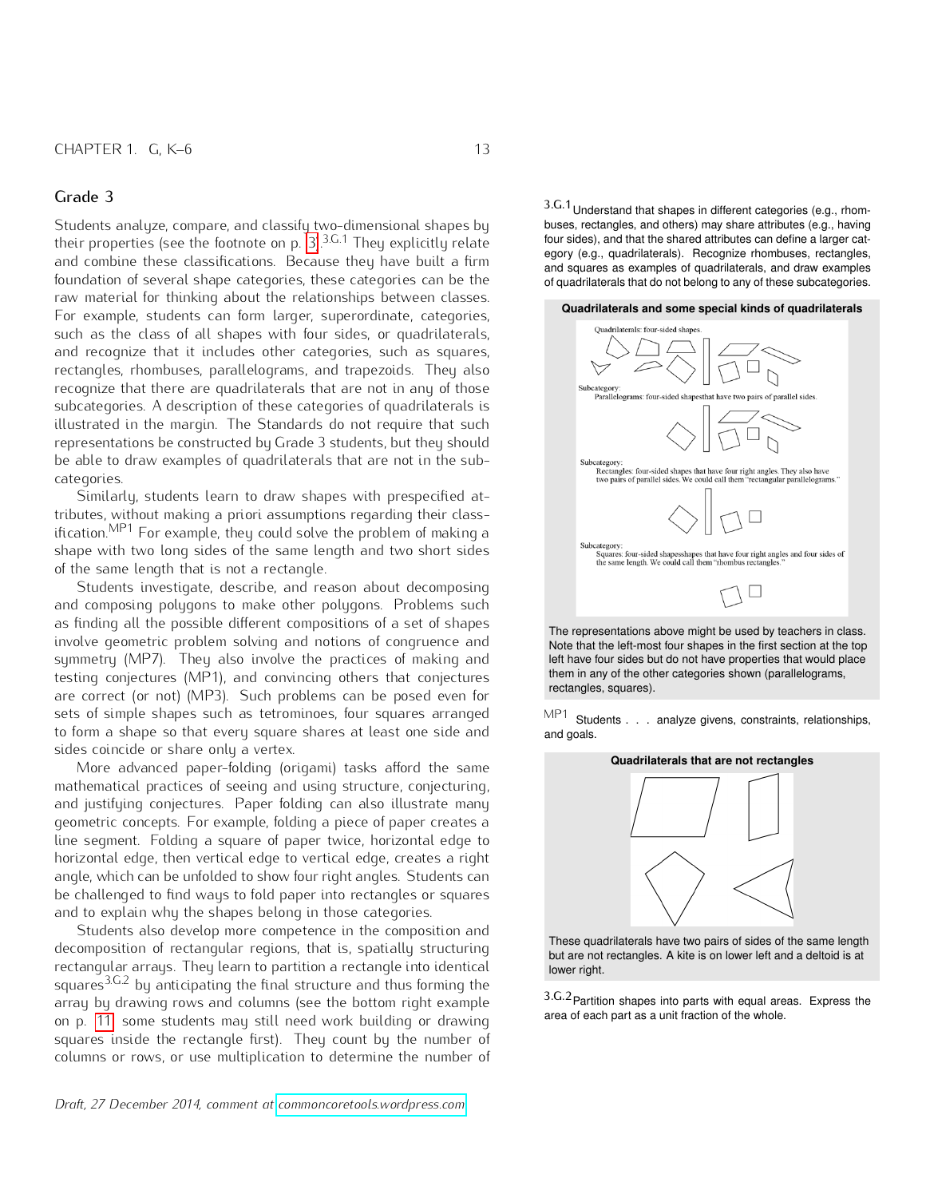## Grade 3

Students analyze, compare, and classify two-dimensional shapes by their properties (see the footnote on p. 3).[3.G.1] They explicitly relate and combine these classifications. Because they have built a firm foundation of several shape categories, these categories can be the raw material for thinking about the relationships between classes. For example, students can form larger, superordinate, categories, such as the class of all shapes with four sides, or quadrilaterals, and recognize that it includes other categories, such as squares, rectangles, rhombuses, parallelograms, and trapezoids. They also recognize that there are quadrilaterals that are not in any of those subcategories. A description of these categories of quadrilaterals is illustrated in the margin. The Standards do not require that such representations be constructed by Grade 3 students, but they should be able to draw examples of quadrilaterals that are not in the subcategories.

Similarly, students learn to draw shapes with prespecified attributes, without making a priori assumptions regarding their classification.[MP1] For example, they could solve the problem of making a shape with two long sides of the same length and two short sides of the same length that is not a rectangle.

Students investigate, describe, and reason about decomposing and composing polygons to make other polygons. Problems such as finding all the possible different compositions of a set of shapes involve geometric problem solving and notions of congruence and symmetry (MP7). They also involve the practices of making and testing conjectures (MP1), and convincing others that conjectures are correct (or not) (MP3). Such problems can be posed even for sets of simple shapes such as tetrominoes, four squares arranged to form a shape so that every square shares at least one side and sides coincide or share only a vertex.

More advanced paper-folding (origami) tasks afford the same mathematical practices of seeing and using structure, conjecturing, and justifying conjectures. Paper folding can also illustrate many geometric concepts. For example, folding a piece of paper creates a line segment. Folding a square of paper twice, horizontal edge to horizontal edge, then vertical edge to vertical edge, creates a right angle, which can be unfolded to show four right angles. Students can be challenged to find ways to fold paper into rectangles or squares and to explain why the shapes belong in those categories.

Students also develop more competence in the composition and decomposition of rectangular regions, that is, spatially structuring rectangular arrays. They learn to partition a rectangle into identical squares[3.G.2] by anticipating the final structure and thus forming the array by drawing rows and columns (see the bottom right example on p. 11; some students may still need work building or drawing squares inside the rectangle first). They count by the number of columns or rows, or use multiplication to determine the number of

---

[3.G.1] Understand that shapes in different categories (e.g., rhombuses, rectangles, and others) may share attributes (e.g., having four sides), and that the shared attributes can define a larger category (e.g., quadrilaterals). Recognize rhombuses, rectangles, and squares as examples of quadrilaterals, and draw examples of quadrilaterals that do not belong to any of these subcategories.

**Quadrilaterals and some special kinds of quadrilaterals**

Quadrilaterals: four-sided shapes.

Subcategory:
Parallelograms: four-sided shapesthat have two pairs of parallel sides.

Subcategory:
Rectangles: four-sided shapes that have four right angles. They also have two pairs of parallel sides. We could call them "rectangular parallelograms."

Subcategory:
Squares: four-sided shapesshapes that have four right angles and four sides of the same length. We could call them "rhombus rectangles."

The representations above might be used by teachers in class. Note that the left-most four shapes in the first section at the top left have four sides but do not have properties that would place them in any of the other categories shown (parallelograms, rectangles, squares).

[MP1] Students . . . analyze givens, constraints, relationships, and goals.

**Quadrilaterals that are not rectangles**

These quadrilaterals have two pairs of sides of the same length but are not rectangles. A kite is on lower left and a deltoid is at lower right.

[3.G.2] Partition shapes into parts with equal areas. Express the area of each part as a unit fraction of the whole.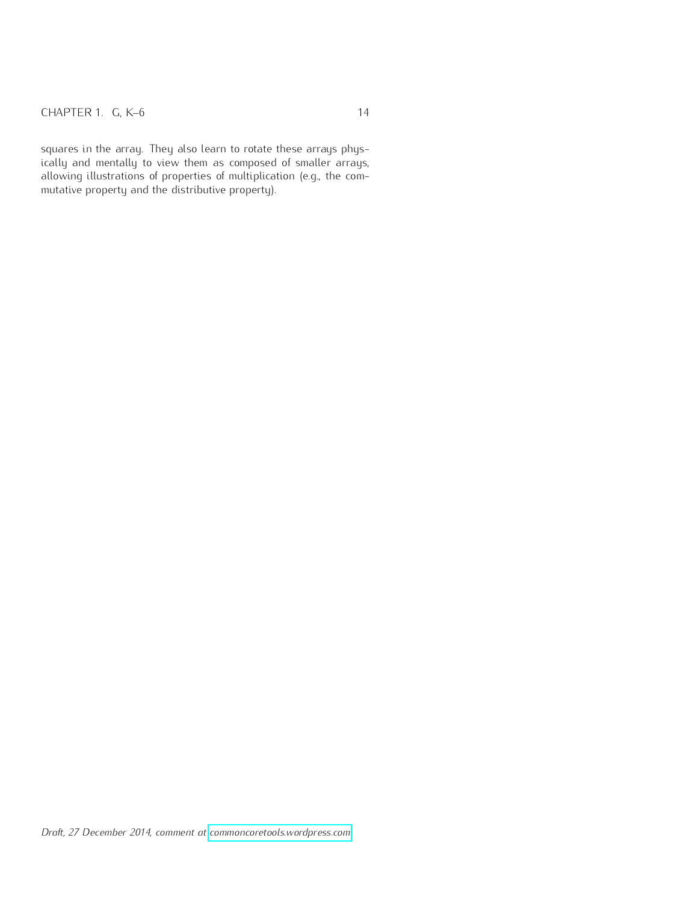squares in the array. They also learn to rotate these arrays physically and mentally to view them as composed of smaller arrays, allowing illustrations of properties of multiplication (e.g., the commutative property and the distributive property).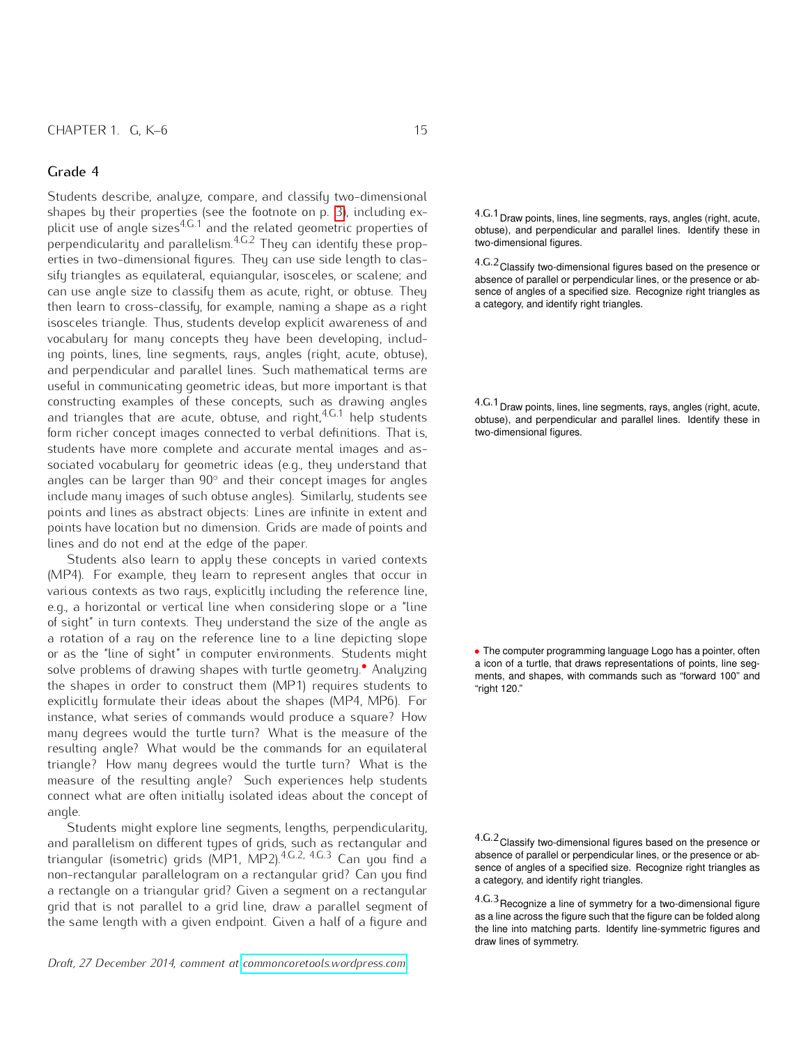## Grade 4

Students describe, analyze, compare, and classify two-dimensional shapes by their properties (see the footnote on p. 3), including explicit use of angle sizes[4.G.1] and the related geometric properties of perpendicularity and parallelism.[4.G.2] They can identify these properties in two-dimensional figures. They can use side length to classify triangles as equilateral, equiangular, isosceles, or scalene; and can use angle size to classify them as acute, right, or obtuse. They then learn to cross-classify, for example, naming a shape as a right isosceles triangle. Thus, students develop explicit awareness of and vocabulary for many concepts they have been developing, including points, lines, line segments, rays, angles (right, acute, obtuse), and perpendicular and parallel lines. Such mathematical terms are useful in communicating geometric ideas, but more important is that constructing examples of these concepts, such as drawing angles and triangles that are acute, obtuse, and right,[4.G.1] help students form richer concept images connected to verbal definitions. That is, students have more complete and accurate mental images and associated vocabulary for geometric ideas (e.g., they understand that angles can be larger than 90° and their concept images for angles include many images of such obtuse angles). Similarly, students see points and lines as abstract objects: Lines are infinite in extent and points have location but no dimension. Grids are made of points and lines and do not end at the edge of the paper.

Students also learn to apply these concepts in varied contexts (MP4). For example, they learn to represent angles that occur in various contexts as two rays, explicitly including the reference line, e.g., a horizontal or vertical line when considering slope or a "line of sight" in turn contexts. They understand the size of the angle as a rotation of a ray on the reference line to a line depicting slope or as the "line of sight" in computer environments. Students might solve problems of drawing shapes with turtle geometry.• Analyzing the shapes in order to construct them (MP1) requires students to explicitly formulate their ideas about the shapes (MP4, MP6). For instance, what series of commands would produce a square? How many degrees would the turtle turn? What is the measure of the resulting angle? What would be the commands for an equilateral triangle? How many degrees would the turtle turn? What is the measure of the resulting angle? Such experiences help students connect what are often initially isolated ideas about the concept of angle.

Students might explore line segments, lengths, perpendicularity, and parallelism on different types of grids, such as rectangular and triangular (isometric) grids (MP1, MP2).[4.G.2, 4.G.3] Can you find a non-rectangular parallelogram on a rectangular grid? Can you find a rectangle on a triangular grid? Given a segment on a rectangular grid that is not parallel to a grid line, draw a parallel segment of the same length with a given endpoint. Given a half of a figure and

---

[4.G.1] Draw points, lines, line segments, rays, angles (right, acute, obtuse), and perpendicular and parallel lines. Identify these in two-dimensional figures.

[4.G.2] Classify two-dimensional figures based on the presence or absence of parallel or perpendicular lines, or the presence or absence of angles of a specified size. Recognize right triangles as a category, and identify right triangles.

[4.G.1] Draw points, lines, line segments, rays, angles (right, acute, obtuse), and perpendicular and parallel lines. Identify these in two-dimensional figures.

• The computer programming language Logo has a pointer, often a icon of a turtle, that draws representations of points, line segments, and shapes, with commands such as "forward 100" and "right 120."

[4.G.2] Classify two-dimensional figures based on the presence or absence of parallel or perpendicular lines, or the presence or absence of angles of a specified size. Recognize right triangles as a category, and identify right triangles.

[4.G.3] Recognize a line of symmetry for a two-dimensional figure as a line across the figure such that the figure can be folded along the line into matching parts. Identify line-symmetric figures and draw lines of symmetry.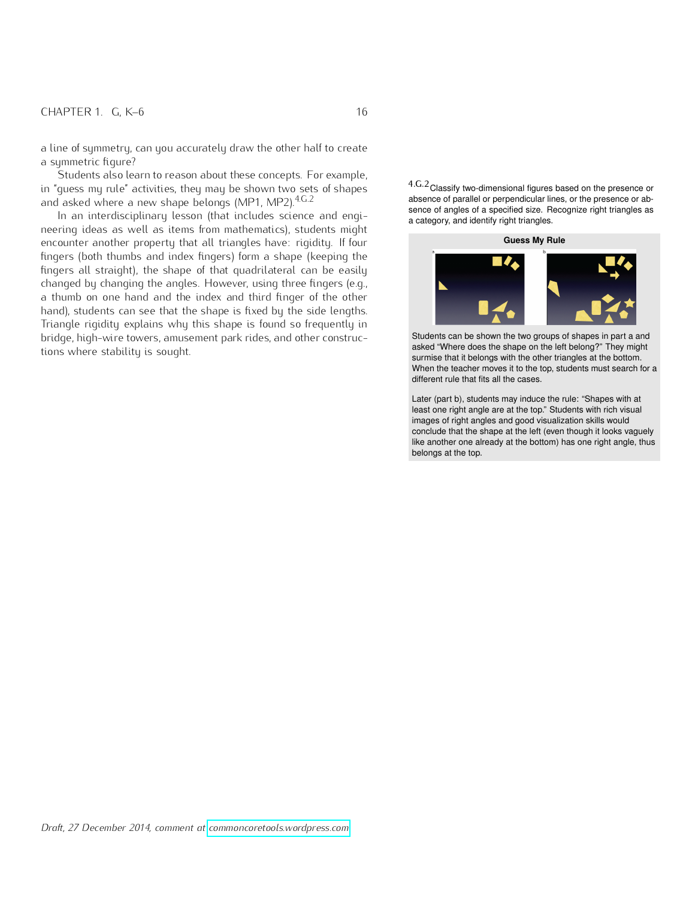a line of symmetry, can you accurately draw the other half to create a symmetric figure?

Students also learn to reason about these concepts. For example, in "guess my rule" activities, they may be shown two sets of shapes and asked where a new shape belongs (MP1, MP2).[4.G.2]

In an interdisciplinary lesson (that includes science and engineering ideas as well as items from mathematics), students might encounter another property that all triangles have: rigidity. If four fingers (both thumbs and index fingers) form a shape (keeping the fingers all straight), the shape of that quadrilateral can be easily changed by changing the angles. However, using three fingers (e.g., a thumb on one hand and the index and third finger of the other hand), students can see that the shape is fixed by the side lengths. Triangle rigidity explains why this shape is found so frequently in bridge, high-wire towers, amusement park rides, and other constructions where stability is sought.

[4.G.2] Classify two-dimensional figures based on the presence or absence of parallel or perpendicular lines, or the presence or absence of angles of a specified size. Recognize right triangles as a category, and identify right triangles.

**Guess My Rule**

Students can be shown the two groups of shapes in part a and asked "Where does the shape on the left belong?" They might surmise that it belongs with the other triangles at the bottom. When the teacher moves it to the top, students must search for a different rule that fits all the cases.

Later (part b), students may induce the rule: "Shapes with at least one right angle are at the top." Students with rich visual images of right angles and good visualization skills would conclude that the shape at the left (even though it looks vaguely like another one already at the bottom) has one right angle, thus belongs at the top.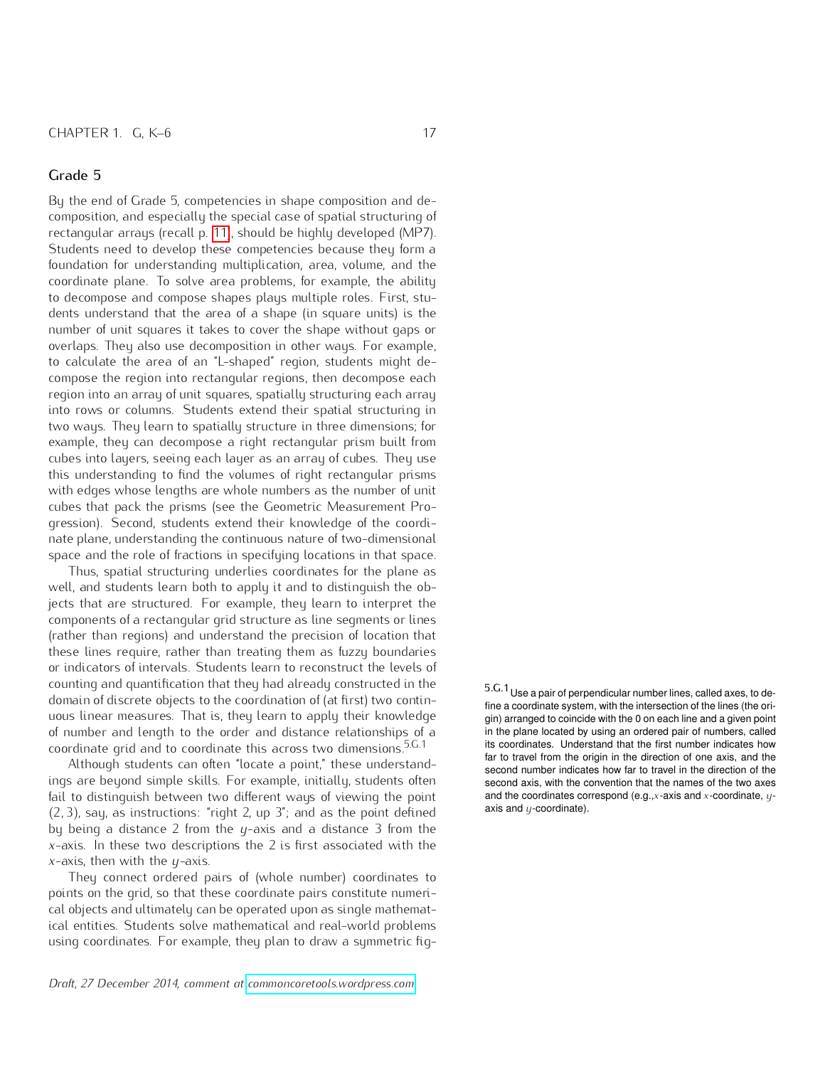## Grade 5

By the end of Grade 5, competencies in shape composition and decomposition, and especially the special case of spatial structuring of rectangular arrays (recall p. 11), should be highly developed (MP7). Students need to develop these competencies because they form a foundation for understanding multiplication, area, volume, and the coordinate plane. To solve area problems, for example, the ability to decompose and compose shapes plays multiple roles. First, students understand that the area of a shape (in square units) is the number of unit squares it takes to cover the shape without gaps or overlaps. They also use decomposition in other ways. For example, to calculate the area of an "L-shaped" region, students might decompose the region into rectangular regions, then decompose each region into an array of unit squares, spatially structuring each array into rows or columns. Students extend their spatial structuring in two ways. They learn to spatially structure in three dimensions; for example, they can decompose a right rectangular prism built from cubes into layers, seeing each layer as an array of cubes. They use this understanding to find the volumes of right rectangular prisms with edges whose lengths are whole numbers as the number of unit cubes that pack the prisms (see the Geometric Measurement Progression). Second, students extend their knowledge of the coordinate plane, understanding the continuous nature of two-dimensional space and the role of fractions in specifying locations in that space.

Thus, spatial structuring underlies coordinates for the plane as well, and students learn both to apply it and to distinguish the objects that are structured. For example, they learn to interpret the components of a rectangular grid structure as line segments or lines (rather than regions) and understand the precision of location that these lines require, rather than treating them as fuzzy boundaries or indicators of intervals. Students learn to reconstruct the levels of counting and quantification that they had already constructed in the domain of discrete objects to the coordination of (at first) two continuous linear measures. That is, they learn to apply their knowledge of number and length to the order and distance relationships of a coordinate grid and to coordinate this across two dimensions.[5.G.1]

Although students can often "locate a point," these understandings are beyond simple skills. For example, initially, students often fail to distinguish between two different ways of viewing the point $(2, 3)$, say, as instructions: "right 2, up 3"; and as the point defined by being a distance 2 from the $y$-axis and a distance 3 from the $x$-axis. In these two descriptions the 2 is first associated with the $x$-axis, then with the $y$-axis.

They connect ordered pairs of (whole number) coordinates to points on the grid, so that these coordinate pairs constitute numerical objects and ultimately can be operated upon as single mathematical entities. Students solve mathematical and real-world problems using coordinates. For example, they plan to draw a symmetric fig-

5.G.1 Use a pair of perpendicular number lines, called axes, to define a coordinate system, with the intersection of the lines (the origin) arranged to coincide with the 0 on each line and a given point in the plane located by using an ordered pair of numbers, called its coordinates. Understand that the first number indicates how far to travel from the origin in the direction of one axis, and the second number indicates how far to travel in the direction of the second axis, with the convention that the names of the two axes and the coordinates correspond (e.g., $x$-axis and $x$-coordinate, $y$-axis and $y$-coordinate).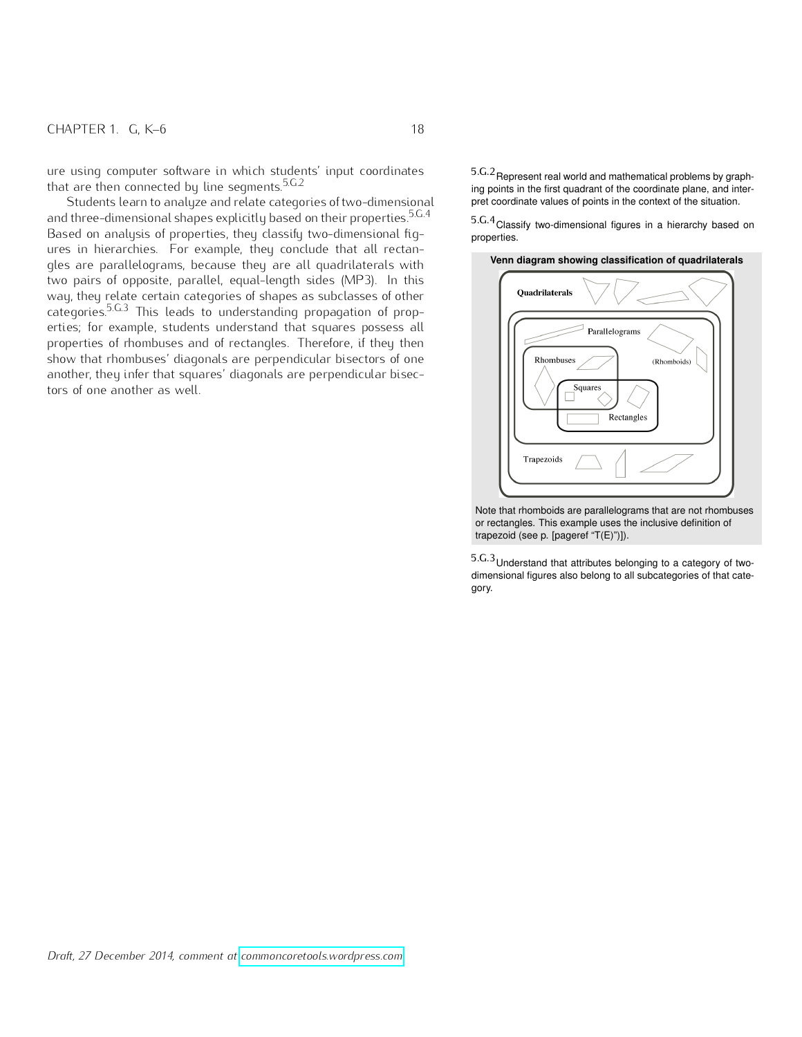ure using computer software in which students' input coordinates that are then connected by line segments.[5.G.2]

Students learn to analyze and relate categories of two-dimensional and three-dimensional shapes explicitly based on their properties.[5.G.4] Based on analysis of properties, they classify two-dimensional figures in hierarchies. For example, they conclude that all rectangles are parallelograms, because they are all quadrilaterals with two pairs of opposite, parallel, equal-length sides (MP3). In this way, they relate certain categories of shapes as subclasses of other categories.[5.G.3] This leads to understanding propagation of properties; for example, students understand that squares possess all properties of rhombuses and of rectangles. Therefore, if they then show that rhombuses' diagonals are perpendicular bisectors of one another, they infer that squares' diagonals are perpendicular bisectors of one another as well.

[5.G.2] Represent real world and mathematical problems by graphing points in the first quadrant of the coordinate plane, and interpret coordinate values of points in the context of the situation.

[5.G.4] Classify two-dimensional figures in a hierarchy based on properties.

**Venn diagram showing classification of quadrilaterals**

Quadrilaterals
Parallelograms
Rhombuses
(Rhomboids)
Squares
Rectangles
Trapezoids

Note that rhomboids are parallelograms that are not rhombuses or rectangles. This example uses the inclusive definition of trapezoid (see p. [pageref "T(E)"]).

[5.G.3] Understand that attributes belonging to a category of two-dimensional figures also belong to all subcategories of that category.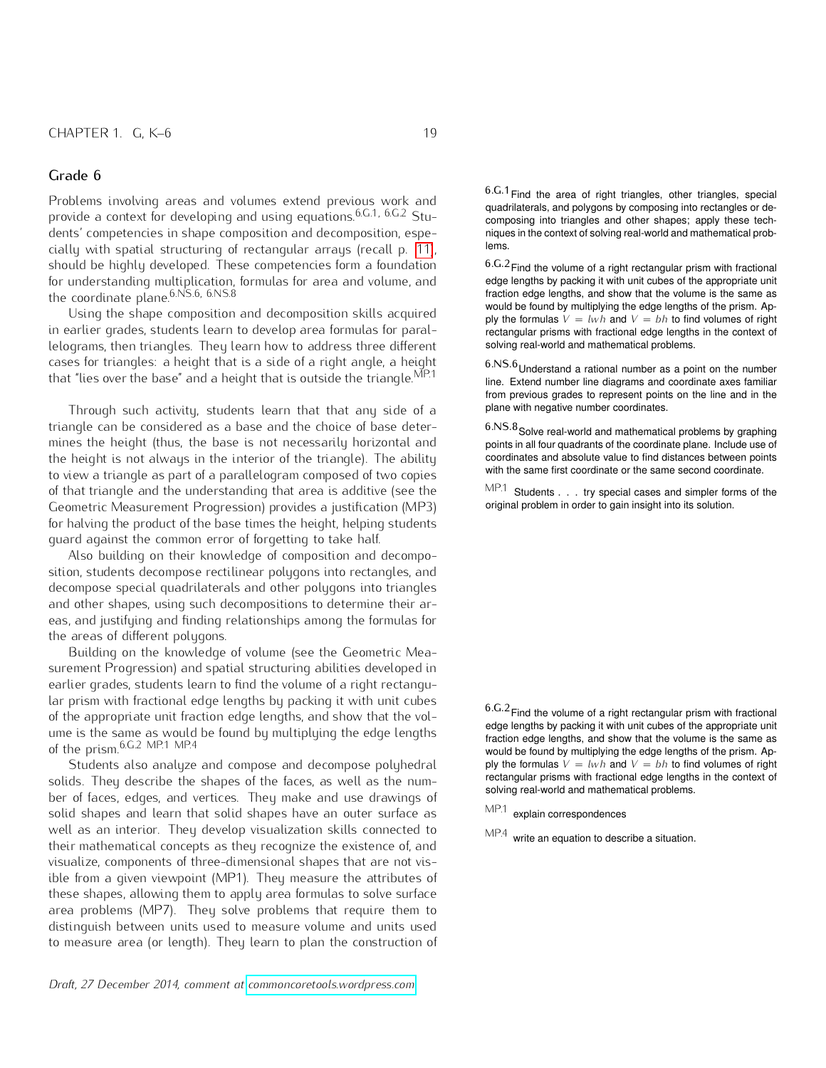## Grade 6

Problems involving areas and volumes extend previous work and provide a context for developing and using equations.[6.G.1, 6.G.2] Students' competencies in shape composition and decomposition, especially with spatial structuring of rectangular arrays (recall p. 11), should be highly developed. These competencies form a foundation for understanding multiplication, formulas for area and volume, and the coordinate plane.[6.NS.6, 6.NS.8]

Using the shape composition and decomposition skills acquired in earlier grades, students learn to develop area formulas for parallelograms, then triangles. They learn how to address three different cases for triangles: a height that is a side of a right angle, a height that "lies over the base" and a height that is outside the triangle.[MP.1]

Through such activity, students learn that that any side of a triangle can be considered as a base and the choice of base determines the height (thus, the base is not necessarily horizontal and the height is not always in the interior of the triangle). The ability to view a triangle as part of a parallelogram composed of two copies of that triangle and the understanding that area is additive (see the Geometric Measurement Progression) provides a justification (MP3) for halving the product of the base times the height, helping students guard against the common error of forgetting to take half.

Also building on their knowledge of composition and decomposition, students decompose rectilinear polygons into rectangles, and decompose special quadrilaterals and other polygons into triangles and other shapes, using such decompositions to determine their areas, and justifying and finding relationships among the formulas for the areas of different polygons.

Building on the knowledge of volume (see the Geometric Measurement Progression) and spatial structuring abilities developed in earlier grades, students learn to find the volume of a right rectangular prism with fractional edge lengths by packing it with unit cubes of the appropriate unit fraction edge lengths, and show that the volume is the same as would be found by multiplying the edge lengths of the prism.[6.G.2 MP.1 MP.4]

Students also analyze and compose and decompose polyhedral solids. They describe the shapes of the faces, as well as the number of faces, edges, and vertices. They make and use drawings of solid shapes and learn that solid shapes have an outer surface as well as an interior. They develop visualization skills connected to their mathematical concepts as they recognize the existence of, and visualize, components of three-dimensional shapes that are not visible from a given viewpoint (MP1). They measure the attributes of these shapes, allowing them to apply area formulas to solve surface area problems (MP7). They solve problems that require them to distinguish between units used to measure volume and units used to measure area (or length). They learn to plan the construction of

---

[6.G.1] Find the area of right triangles, other triangles, special quadrilaterals, and polygons by composing into rectangles or decomposing into triangles and other shapes; apply these techniques in the context of solving real-world and mathematical problems.

[6.G.2] Find the volume of a right rectangular prism with fractional edge lengths by packing it with unit cubes of the appropriate unit fraction edge lengths, and show that the volume is the same as would be found by multiplying the edge lengths of the prism. Apply the formulas $V = lwh$ and $V = bh$ to find volumes of right rectangular prisms with fractional edge lengths in the context of solving real-world and mathematical problems.

[6.NS.6] Understand a rational number as a point on the number line. Extend number line diagrams and coordinate axes familiar from previous grades to represent points on the line and in the plane with negative number coordinates.

[6.NS.8] Solve real-world and mathematical problems by graphing points in all four quadrants of the coordinate plane. Include use of coordinates and absolute value to find distances between points with the same first coordinate or the same second coordinate.

[MP.1] Students . . . try special cases and simpler forms of the original problem in order to gain insight into its solution.

[6.G.2] Find the volume of a right rectangular prism with fractional edge lengths by packing it with unit cubes of the appropriate unit fraction edge lengths, and show that the volume is the same as would be found by multiplying the edge lengths of the prism. Apply the formulas $V = lwh$ and $V = bh$ to find volumes of right rectangular prisms with fractional edge lengths in the context of solving real-world and mathematical problems.

[MP.1] explain correspondences

[MP.4] write an equation to describe a situation.

*Draft, 27 December 2014, comment at commoncoretools.wordpress.com*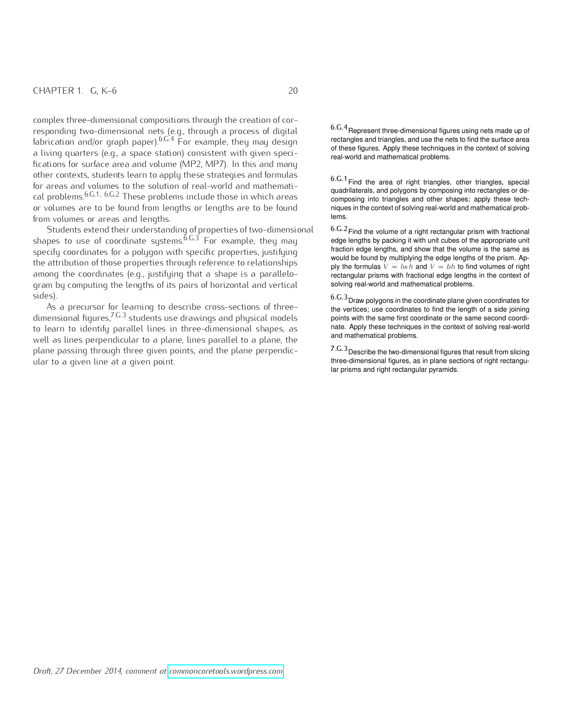complex three-dimensional compositions through the creation of corresponding two-dimensional nets (e.g., through a process of digital fabrication and/or graph paper).[6.G.4] For example, they may design a living quarters (e.g., a space station) consistent with given specifications for surface area and volume (MP2, MP7). In this and many other contexts, students learn to apply these strategies and formulas for areas and volumes to the solution of real-world and mathematical problems.[6.G.1, 6.G.2] These problems include those in which areas or volumes are to be found from lengths or lengths are to be found from volumes or areas and lengths.

Students extend their understanding of properties of two-dimensional shapes to use of coordinate systems.[6.G.3] For example, they may specify coordinates for a polygon with specific properties, justifying the attribution of those properties through reference to relationships among the coordinates (e.g., justifying that a shape is a parallelogram by computing the lengths of its pairs of horizontal and vertical sides).

As a precursor for learning to describe cross-sections of three-dimensional figures,[7.G.3] students use drawings and physical models to learn to identify parallel lines in three-dimensional shapes, as well as lines perpendicular to a plane, lines parallel to a plane, the plane passing through three given points, and the plane perpendicular to a given line at a given point.

6.G.4 Represent three-dimensional figures using nets made up of rectangles and triangles, and use the nets to find the surface area of these figures. Apply these techniques in the context of solving real-world and mathematical problems.

6.G.1 Find the area of right triangles, other triangles, special quadrilaterals, and polygons by composing into rectangles or decomposing into triangles and other shapes; apply these techniques in the context of solving real-world and mathematical problems.

6.G.2 Find the volume of a right rectangular prism with fractional edge lengths by packing it with unit cubes of the appropriate unit fraction edge lengths, and show that the volume is the same as would be found by multiplying the edge lengths of the prism. Apply the formulas $V = lwh$ and $V = bh$ to find volumes of right rectangular prisms with fractional edge lengths in the context of solving real-world and mathematical problems.

6.G.3 Draw polygons in the coordinate plane given coordinates for the vertices; use coordinates to find the length of a side joining points with the same first coordinate or the same second coordinate. Apply these techniques in the context of solving real-world and mathematical problems.

7.G.3 Describe the two-dimensional figures that result from slicing three-dimensional figures, as in plane sections of right rectangular prisms and right rectangular pyramids.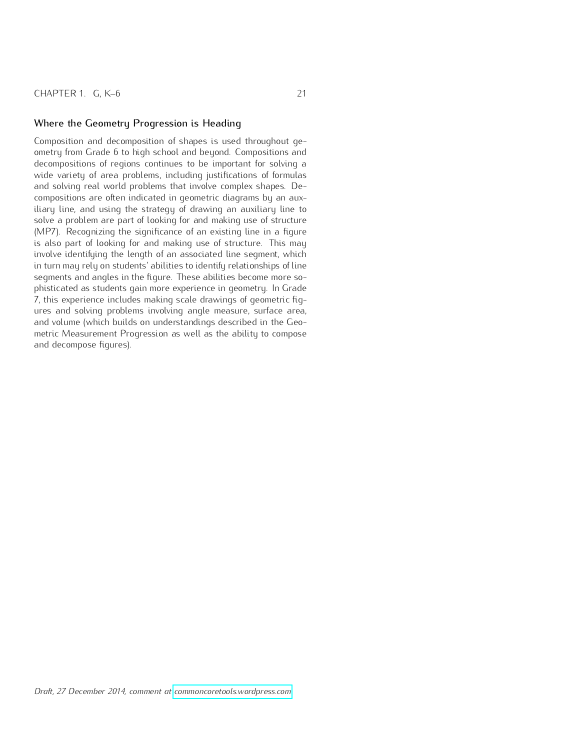## Where the Geometry Progression is Heading

Composition and decomposition of shapes is used throughout geometry from Grade 6 to high school and beyond. Compositions and decompositions of regions continues to be important for solving a wide variety of area problems, including justifications of formulas and solving real world problems that involve complex shapes. Decompositions are often indicated in geometric diagrams by an auxiliary line, and using the strategy of drawing an auxiliary line to solve a problem are part of looking for and making use of structure (MP7). Recognizing the significance of an existing line in a figure is also part of looking for and making use of structure. This may involve identifying the length of an associated line segment, which in turn may rely on students' abilities to identify relationships of line segments and angles in the figure. These abilities become more sophisticated as students gain more experience in geometry. In Grade 7, this experience includes making scale drawings of geometric figures and solving problems involving angle measure, surface area, and volume (which builds on understandings described in the Geometric Measurement Progression as well as the ability to compose and decompose figures).